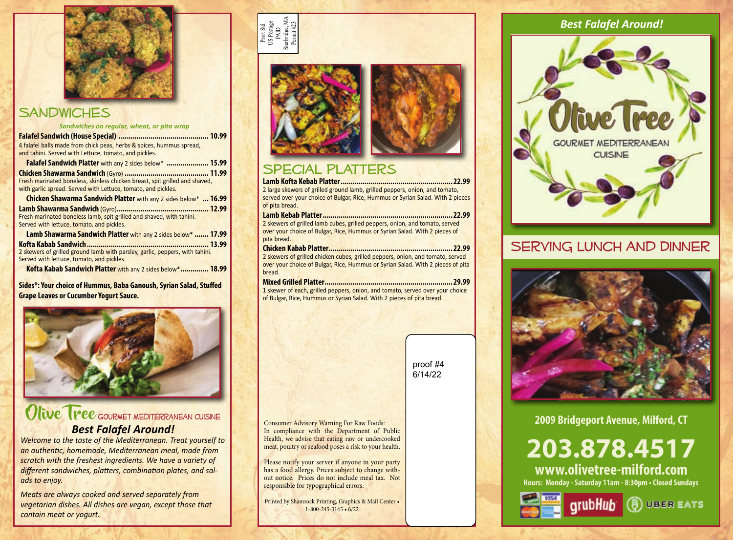## SANDWICHES

*Sandwiches on regular, wheat, or pita wrap*

**Falafel Sandwich (House Special) .......................................... 10.99**
4 falafel balls made from chick peas, herbs & spices, hummus spread, and tahini. Served with Lettuce, tomato, and pickles.

**Falafel Sandwich Platter** with any 2 sides below* **.................... 15.99**

**Chicken Shawarma Sandwich** (Gyro) **......................................... 11.99**
Fresh marinated boneless, skinless chicken breast, spit grilled and shaved, with garlic spread. Served with Lettuce, tomato, and pickles.

**Chicken Shawarma Sandwich Platter** with any 2 sides below* **... 16.99**

**Lamb Shawarma Sandwich** (Gyro)**............................................. 12.99**
Fresh marinated boneless lamb, spit grilled and shaved, with tahini. Served with lettuce, tomato, and pickles.

**Lamb Shawarma Sandwich Platter** with any 2 sides below* **....... 17.99**

**Kofta Kabab Sandwich........................................................... 13.99**
2 skewers of grilled ground lamb with parsley, garlic, peppers, with tahini. Served with lettuce, tomato, and pickles.

**Kofta Kabab Sandwich Platter** with any 2 sides below***............. 18.99**

**Sides*: Your choice of Hummus, Baba Ganoush, Syrian Salad, Stuffed Grape Leaves or Cucumber Yogurt Sauce.**

## Olive Tree GOURMET MEDITERRANEAN CUISINE

### *Best Falafel Around!*

*Welcome to the taste of the Mediterranean. Treat yourself to an authentic, homemade, Mediterranean meal, made from scratch with the freshest ingredients. We have a variety of different sandwiches, platters, combination plates, and salads to enjoy.*

*Meats are always cooked and served separately from vegetarian dishes. All dishes are vegan, except those that contain meat or yogurt.*

Prsrt Std
US Postage
PAID
Sturbridge, MA
Permit #23

## SPECIAL PLATTERS

**Lamb Kofta Kebab Platter.......................................................22.99**
2 large skewers of grilled ground lamb, grilled peppers, onion, and tomato, served over your choice of Bulgar, Rice, Hummus or Syrian Salad. With 2 pieces of pita bread.

**Lamb Kebab Platter................................................................22.99**
2 skewers of grilled lamb cubes, grilled peppers, onion, and tomato, served over your choice of Bulgar, Rice, Hummus or Syrian Salad. With 2 pieces of pita bread.

**Chicken Kabab Platter............................................................22.99**
2 skewers of grilled chicken cubes, grilled peppers, onion, and tomato, served over your choice of Bulgar, Rice, Hummus or Syrian Salad. With 2 pieces of pita bread.

**Mixed Grilled Platter..............................................................29.99**
1 skewer of each, grilled peppers, onion, and tomato, served over your choice of Bulgar, Rice, Hummus or Syrian Salad. With 2 pieces of pita bread.

proof #4
6/14/22

Consumer Advisory Warning For Raw Foods:
In compliance with the Department of Public Health, we advise that eating raw or undercooked meat, poultry or seafood poses a risk to your health.

Please notify your server if anyone in your party has a food allergy. Prices subject to change without notice. Prices do not include meal tax. Not responsible for typographical errors.

Printed by Shamrock Printing, Graphics & Mail Center • 1-800-245-3145 • 6/22

### *Best Falafel Around!*

# Olive Tree

GOURMET MEDITERRANEAN CUISINE

## SERVING LUNCH AND DINNER

**2009 Bridgeport Avenue, Milford, CT**

# 203.878.4517

**www.olivetree-milford.com**

**Hours: Monday - Saturday 11am - 8:30pm • Closed Sundays**

grubHub UBER EATS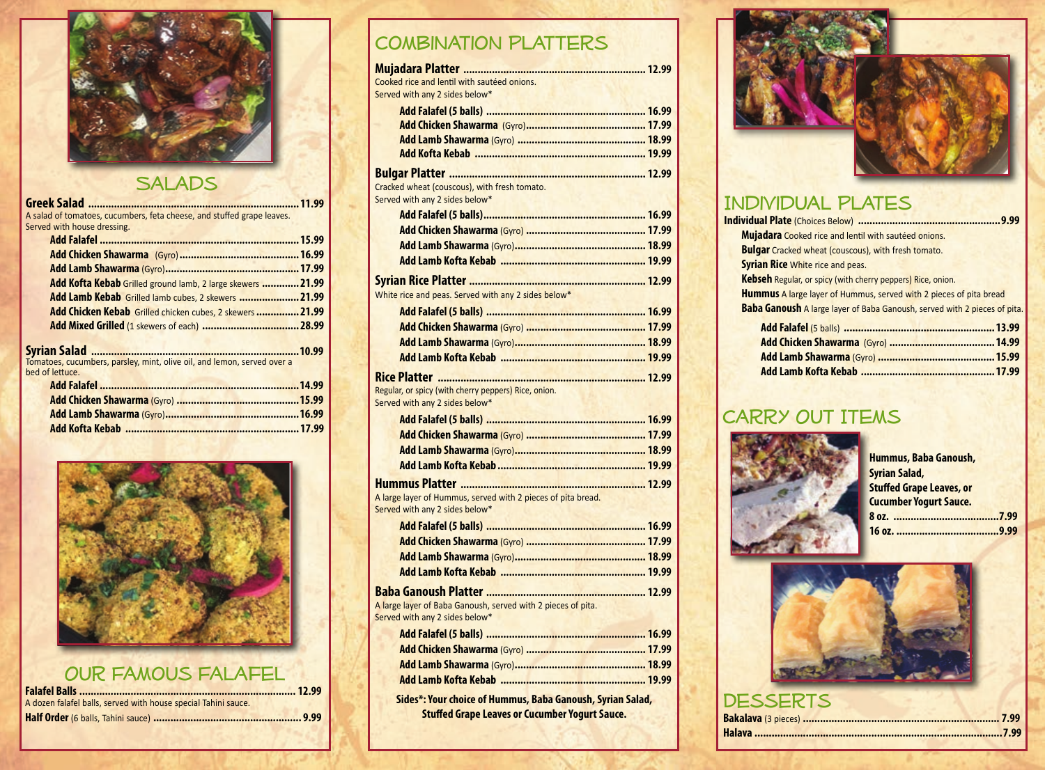## SALADS

**Greek Salad** .......... 11.99
A salad of tomatoes, cucumbers, feta cheese, and stuffed grape leaves. Served with house dressing.

- **Add Falafel** .......... 15.99
- **Add Chicken Shawarma** (Gyro) .......... 16.99
- **Add Lamb Shawarma** (Gyro) .......... 17.99
- **Add Kofta Kebab** Grilled ground lamb, 2 large skewers .......... 21.99
- **Add Lamb Kebab** Grilled lamb cubes, 2 skewers .......... 21.99
- **Add Chicken Kebab** Grilled chicken cubes, 2 skewers .......... 21.99
- **Add Mixed Grilled** (1 skewers of each) .......... 28.99

**Syrian Salad** .......... 10.99
Tomatoes, cucumbers, parsley, mint, olive oil, and lemon, served over a bed of lettuce.

- **Add Falafel** .......... 14.99
- **Add Chicken Shawarma** (Gyro) .......... 15.99
- **Add Lamb Shawarma** (Gyro) .......... 16.99
- **Add Kofta Kebab** .......... 17.99

## OUR FAMOUS FALAFEL

**Falafel Balls** .......... 12.99
A dozen falafel balls, served with house special Tahini sauce.

**Half Order** (6 balls, Tahini sauce) .......... 9.99

## COMBINATION PLATTERS

**Mujadara Platter** .......... 12.99
Cooked rice and lentil with sautéed onions.
Served with any 2 sides below*

- **Add Falafel (5 balls)** .......... 16.99
- **Add Chicken Shawarma** (Gyro) .......... 17.99
- **Add Lamb Shawarma** (Gyro) .......... 18.99
- **Add Kofta Kebab** .......... 19.99

**Bulgar Platter** .......... 12.99
Cracked wheat (couscous), with fresh tomato.
Served with any 2 sides below*

- **Add Falafel (5 balls)** .......... 16.99
- **Add Chicken Shawarma** (Gyro) .......... 17.99
- **Add Lamb Shawarma** (Gyro) .......... 18.99
- **Add Lamb Kofta Kebab** .......... 19.99

**Syrian Rice Platter** .......... 12.99
White rice and peas. Served with any 2 sides below*

- **Add Falafel (5 balls)** .......... 16.99
- **Add Chicken Shawarma** (Gyro) .......... 17.99
- **Add Lamb Shawarma** (Gyro) .......... 18.99
- **Add Lamb Kofta Kebab** .......... 19.99

**Rice Platter** .......... 12.99
Regular, or spicy (with cherry peppers) Rice, onion.
Served with any 2 sides below*

- **Add Falafel (5 balls)** .......... 16.99
- **Add Chicken Shawarma** (Gyro) .......... 17.99
- **Add Lamb Shawarma** (Gyro) .......... 18.99
- **Add Lamb Kofta Kebab** .......... 19.99

**Hummus Platter** .......... 12.99
A large layer of Hummus, served with 2 pieces of pita bread.
Served with any 2 sides below*

- **Add Falafel (5 balls)** .......... 16.99
- **Add Chicken Shawarma** (Gyro) .......... 17.99
- **Add Lamb Shawarma** (Gyro) .......... 18.99
- **Add Lamb Kofta Kebab** .......... 19.99

**Baba Ganoush Platter** .......... 12.99
A large layer of Baba Ganoush, served with 2 pieces of pita.
Served with any 2 sides below*

- **Add Falafel (5 balls)** .......... 16.99
- **Add Chicken Shawarma** (Gyro) .......... 17.99
- **Add Lamb Shawarma** (Gyro) .......... 18.99
- **Add Lamb Kofta Kebab** .......... 19.99

**Sides*: Your choice of Hummus, Baba Ganoush, Syrian Salad, Stuffed Grape Leaves or Cucumber Yogurt Sauce.**

## INDIVIDUAL PLATES

**Individual Plate** (Choices Below) .......... 9.99

- **Mujadara** Cooked rice and lentil with sautéed onions.
- **Bulgar** Cracked wheat (couscous), with fresh tomato.
- **Syrian Rice** White rice and peas.
- **Kebseh** Regular, or spicy (with cherry peppers) Rice, onion.
- **Hummus** A large layer of Hummus, served with 2 pieces of pita bread
- **Baba Ganoush** A large layer of Baba Ganoush, served with 2 pieces of pita.

- **Add Falafel** (5 balls) .......... 13.99
- **Add Chicken Shawarma** (Gyro) .......... 14.99
- **Add Lamb Shawarma** (Gyro) .......... 15.99
- **Add Lamb Kofta Kebab** .......... 17.99

## CARRY OUT ITEMS

**Hummus, Baba Ganoush, Syrian Salad, Stuffed Grape Leaves, or Cucumber Yogurt Sauce.**

**8 oz.** .......... **7.99**
**16 oz.** .......... **9.99**

## DESSERTS

**Bakalava** (3 pieces) .......... 7.99
**Halava** .......... 7.99